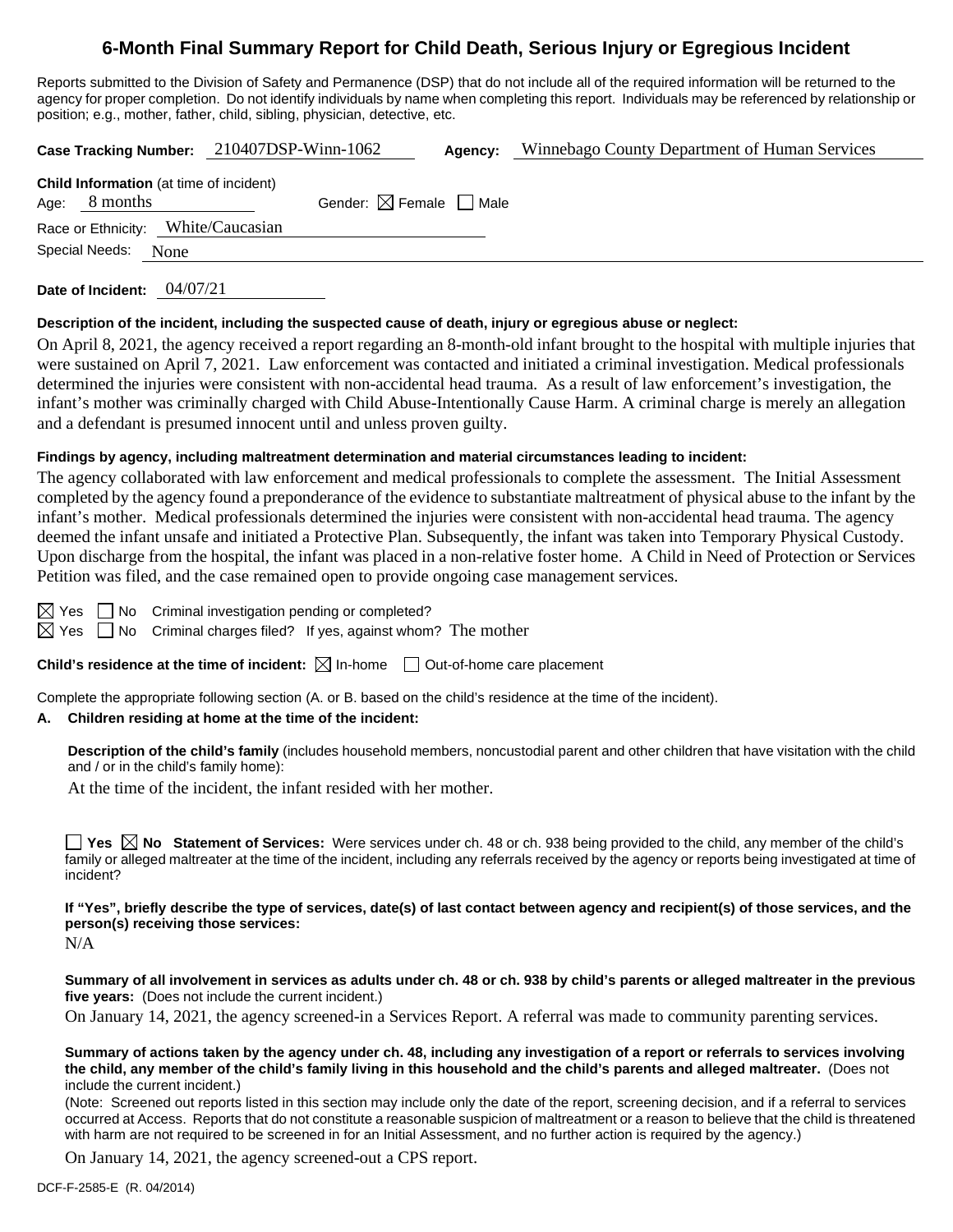# 6-Month Final Summary Report for Child Death, Serious Injury or Egregious Incident

Reports submitted to the Division of Safety and Permanence (DSP) that do not include all of the required information will be returned to the agency for proper completion. Do not identify individuals by name when completing this report. Individuals may be referenced by relationship or position; e.g., mother, father, child, sibling, physician, detective, etc.

**Case Tracking Number:** 210407DSP-Winn-1062 **Agency:** Winnebago County Department of Human Services

**Child Information** (at time of incident)

Age: 8 months Gender: ☒ Female ☐ Male

Race or Ethnicity: White/Caucasian

Special Needs: None

**Date of Incident:** 04/07/21

**Description of the incident, including the suspected cause of death, injury or egregious abuse or neglect:**

On April 8, 2021, the agency received a report regarding an 8-month-old infant brought to the hospital with multiple injuries that were sustained on April 7, 2021. Law enforcement was contacted and initiated a criminal investigation. Medical professionals determined the injuries were consistent with non-accidental head trauma. As a result of law enforcement's investigation, the infant's mother was criminally charged with Child Abuse-Intentionally Cause Harm. A criminal charge is merely an allegation and a defendant is presumed innocent until and unless proven guilty.

**Findings by agency, including maltreatment determination and material circumstances leading to incident:**

The agency collaborated with law enforcement and medical professionals to complete the assessment. The Initial Assessment completed by the agency found a preponderance of the evidence to substantiate maltreatment of physical abuse to the infant by the infant's mother. Medical professionals determined the injuries were consistent with non-accidental head trauma. The agency deemed the infant unsafe and initiated a Protective Plan. Subsequently, the infant was taken into Temporary Physical Custody. Upon discharge from the hospital, the infant was placed in a non-relative foster home. A Child in Need of Protection or Services Petition was filed, and the case remained open to provide ongoing case management services.

☒ Yes ☐ No Criminal investigation pending or completed?

☒ Yes ☐ No Criminal charges filed? If yes, against whom? The mother

**Child's residence at the time of incident:** ☒ In-home ☐ Out-of-home care placement

Complete the appropriate following section (A. or B. based on the child's residence at the time of the incident).

**A. Children residing at home at the time of the incident:**

**Description of the child's family** (includes household members, noncustodial parent and other children that have visitation with the child and / or in the child's family home):

At the time of the incident, the infant resided with her mother.

☐ **Yes** ☒ **No** **Statement of Services:** Were services under ch. 48 or ch. 938 being provided to the child, any member of the child's family or alleged maltreater at the time of the incident, including any referrals received by the agency or reports being investigated at time of incident?

**If "Yes", briefly describe the type of services, date(s) of last contact between agency and recipient(s) of those services, and the person(s) receiving those services:**

N/A

**Summary of all involvement in services as adults under ch. 48 or ch. 938 by child's parents or alleged maltreater in the previous five years:** (Does not include the current incident.)

On January 14, 2021, the agency screened-in a Services Report. A referral was made to community parenting services.

**Summary of actions taken by the agency under ch. 48, including any investigation of a report or referrals to services involving the child, any member of the child's family living in this household and the child's parents and alleged maltreater.** (Does not include the current incident.)

(Note: Screened out reports listed in this section may include only the date of the report, screening decision, and if a referral to services occurred at Access. Reports that do not constitute a reasonable suspicion of maltreatment or a reason to believe that the child is threatened with harm are not required to be screened in for an Initial Assessment, and no further action is required by the agency.)

On January 14, 2021, the agency screened-out a CPS report.

DCF-F-2585-E (R. 04/2014)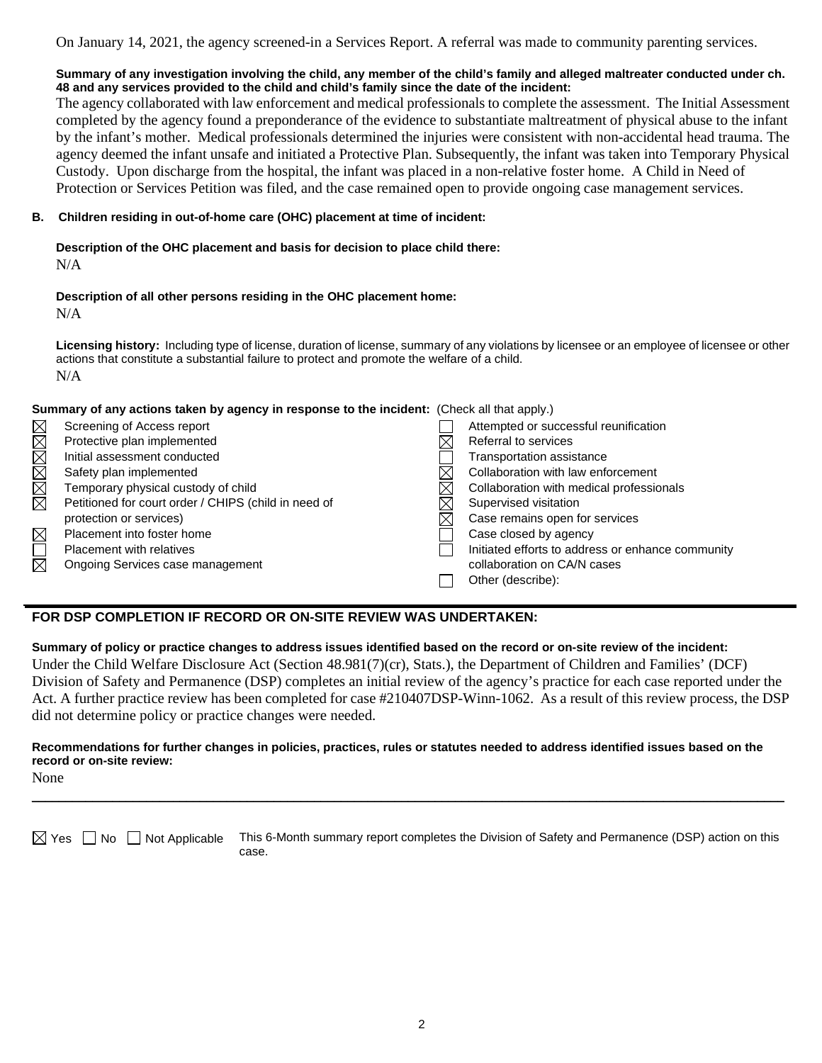On January 14, 2021, the agency screened-in a Services Report. A referral was made to community parenting services.

**Summary of any investigation involving the child, any member of the child's family and alleged maltreater conducted under ch. 48 and any services provided to the child and child's family since the date of the incident:**

The agency collaborated with law enforcement and medical professionals to complete the assessment. The Initial Assessment completed by the agency found a preponderance of the evidence to substantiate maltreatment of physical abuse to the infant by the infant's mother. Medical professionals determined the injuries were consistent with non-accidental head trauma. The agency deemed the infant unsafe and initiated a Protective Plan. Subsequently, the infant was taken into Temporary Physical Custody. Upon discharge from the hospital, the infant was placed in a non-relative foster home. A Child in Need of Protection or Services Petition was filed, and the case remained open to provide ongoing case management services.

**B. Children residing in out-of-home care (OHC) placement at time of incident:**

**Description of the OHC placement and basis for decision to place child there:**
N/A

**Description of all other persons residing in the OHC placement home:**
N/A

**Licensing history:** Including type of license, duration of license, summary of any violations by licensee or an employee of licensee or other actions that constitute a substantial failure to protect and promote the welfare of a child.
N/A

**Summary of any actions taken by agency in response to the incident:** (Check all that apply.)

- ☒ Screening of Access report
- ☒ Protective plan implemented
- ☒ Initial assessment conducted
- ☒ Safety plan implemented
- ☒ Temporary physical custody of child
- ☒ Petitioned for court order / CHIPS (child in need of protection or services)
- ☒ Placement into foster home
- ☐ Placement with relatives
- ☒ Ongoing Services case management
- ☐ Attempted or successful reunification
- ☒ Referral to services
- ☐ Transportation assistance
- ☒ Collaboration with law enforcement
- ☒ Collaboration with medical professionals
- ☒ Supervised visitation
- ☒ Case remains open for services
- ☐ Case closed by agency
- ☐ Initiated efforts to address or enhance community collaboration on CA/N cases
- ☐ Other (describe):

---

**FOR DSP COMPLETION IF RECORD OR ON-SITE REVIEW WAS UNDERTAKEN:**

**Summary of policy or practice changes to address issues identified based on the record or on-site review of the incident:**

Under the Child Welfare Disclosure Act (Section 48.981(7)(cr), Stats.), the Department of Children and Families' (DCF) Division of Safety and Permanence (DSP) completes an initial review of the agency's practice for each case reported under the Act. A further practice review has been completed for case #210407DSP-Winn-1062. As a result of this review process, the DSP did not determine policy or practice changes were needed.

**Recommendations for further changes in policies, practices, rules or statutes needed to address identified issues based on the record or on-site review:**

None

---

☒ Yes ☐ No ☐ Not Applicable This 6-Month summary report completes the Division of Safety and Permanence (DSP) action on this case.